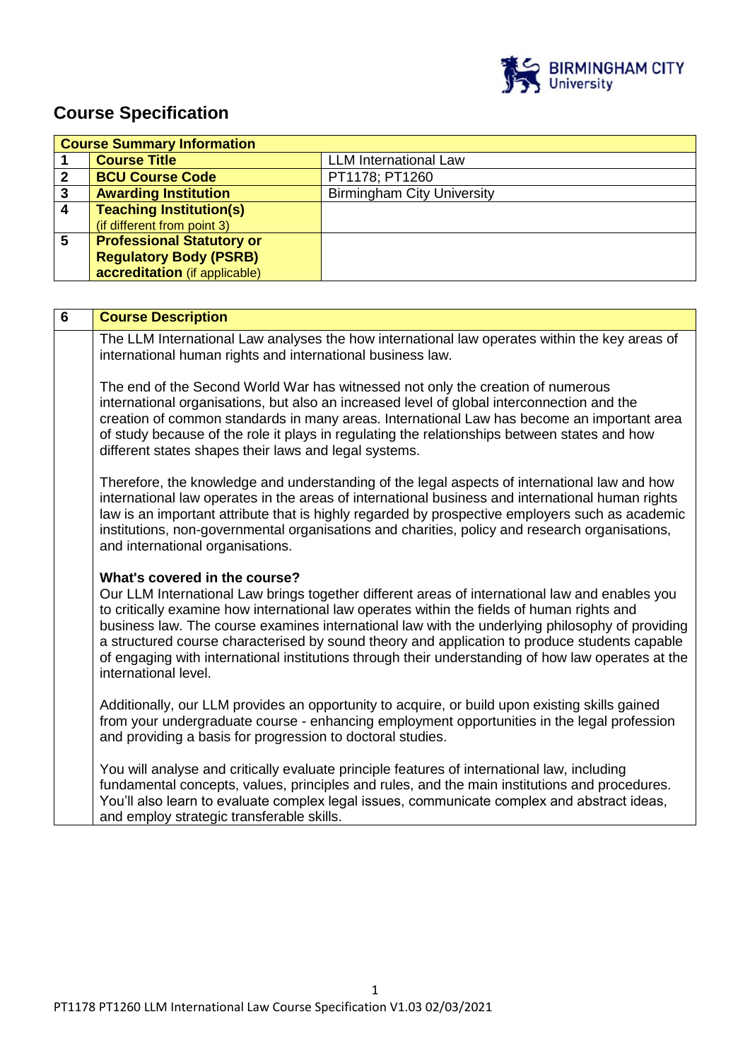# Course Specification

| Course Summary Information | | |
|---|---|---|
| 1 | **Course Title** | LLM International Law |
| 2 | **BCU Course Code** | PT1178; PT1260 |
| 3 | **Awarding Institution** | Birmingham City University |
| 4 | **Teaching Institution(s)** (if different from point 3) | |
| 5 | **Professional Statutory or Regulatory Body (PSRB) accreditation** (if applicable) | |

| 6 | Course Description |
|---|---|
| | The LLM International Law analyses the how international law operates within the key areas of international human rights and international business law.<br><br>The end of the Second World War has witnessed not only the creation of numerous international organisations, but also an increased level of global interconnection and the creation of common standards in many areas. International Law has become an important area of study because of the role it plays in regulating the relationships between states and how different states shapes their laws and legal systems.<br><br>Therefore, the knowledge and understanding of the legal aspects of international law and how international law operates in the areas of international business and international human rights law is an important attribute that is highly regarded by prospective employers such as academic institutions, non-governmental organisations and charities, policy and research organisations, and international organisations.<br><br>**What's covered in the course?**<br>Our LLM International Law brings together different areas of international law and enables you to critically examine how international law operates within the fields of human rights and business law. The course examines international law with the underlying philosophy of providing a structured course characterised by sound theory and application to produce students capable of engaging with international institutions through their understanding of how law operates at the international level.<br><br>Additionally, our LLM provides an opportunity to acquire, or build upon existing skills gained from your undergraduate course - enhancing employment opportunities in the legal profession and providing a basis for progression to doctoral studies.<br><br>You will analyse and critically evaluate principle features of international law, including fundamental concepts, values, principles and rules, and the main institutions and procedures. You'll also learn to evaluate complex legal issues, communicate complex and abstract ideas, and employ strategic transferable skills. |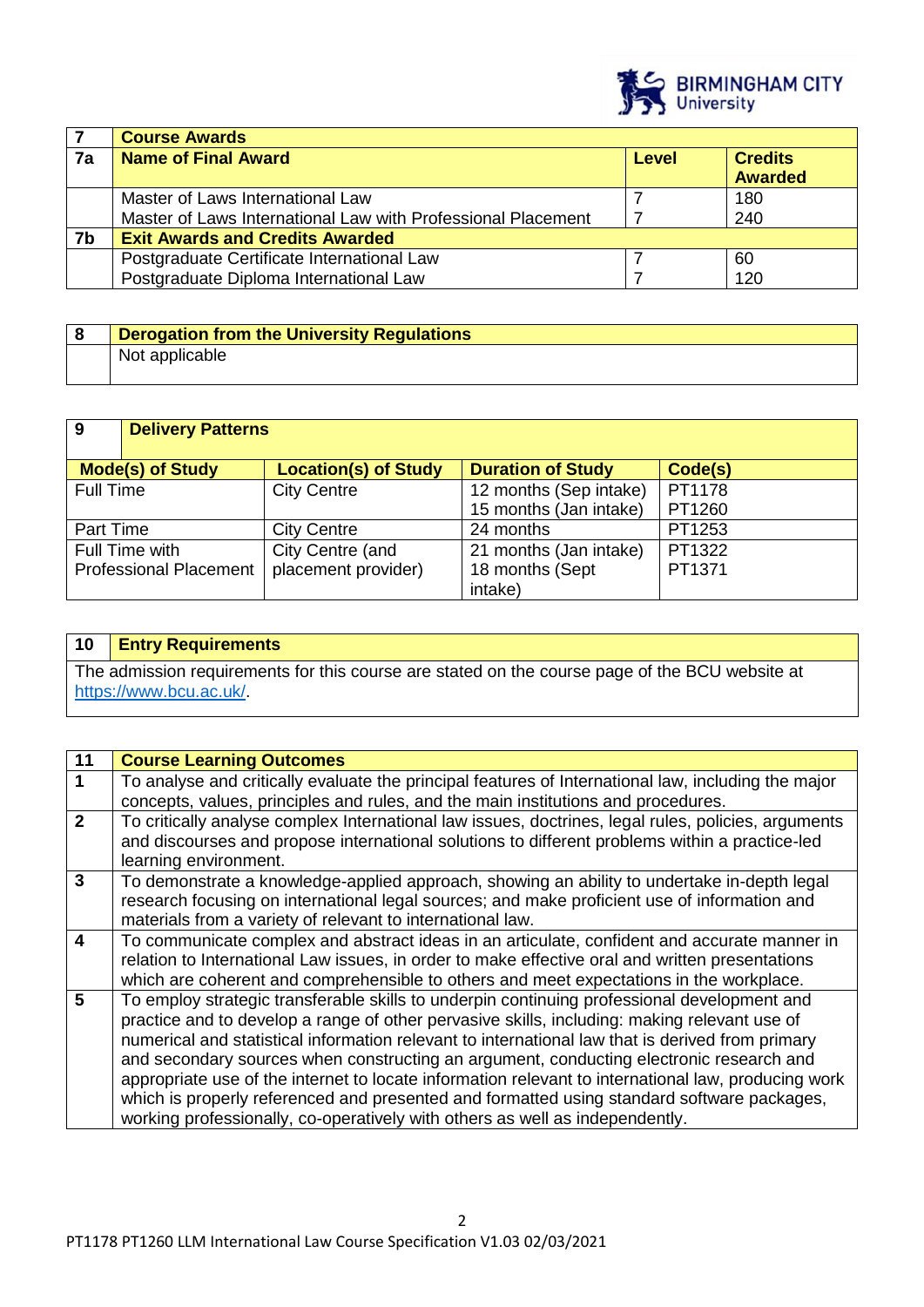| 7 | Course Awards | | |
|---|---|---|---|
| **7a** | **Name of Final Award** | **Level** | **Credits Awarded** |
| | Master of Laws International Law | 7 | 180 |
| | Master of Laws International Law with Professional Placement | 7 | 240 |
| **7b** | **Exit Awards and Credits Awarded** | | |
| | Postgraduate Certificate International Law | 7 | 60 |
| | Postgraduate Diploma International Law | 7 | 120 |

| 8 | Derogation from the University Regulations |
|---|---|
| | Not applicable |

| 9 | Delivery Patterns | | |
|---|---|---|---|
| **Mode(s) of Study** | **Location(s) of Study** | **Duration of Study** | **Code(s)** |
| Full Time | City Centre | 12 months (Sep intake)<br>15 months (Jan intake) | PT1178<br>PT1260 |
| Part Time | City Centre | 24 months | PT1253 |
| Full Time with Professional Placement | City Centre (and placement provider) | 21 months (Jan intake)<br>18 months (Sept intake) | PT1322<br>PT1371 |

| 10 | Entry Requirements |
|---|---|
| The admission requirements for this course are stated on the course page of the BCU website at https://www.bcu.ac.uk/. | |

| 11 | Course Learning Outcomes |
|---|---|
| **1** | To analyse and critically evaluate the principal features of International law, including the major concepts, values, principles and rules, and the main institutions and procedures. |
| **2** | To critically analyse complex International law issues, doctrines, legal rules, policies, arguments and discourses and propose international solutions to different problems within a practice-led learning environment. |
| **3** | To demonstrate a knowledge-applied approach, showing an ability to undertake in-depth legal research focusing on international legal sources; and make proficient use of information and materials from a variety of relevant to international law. |
| **4** | To communicate complex and abstract ideas in an articulate, confident and accurate manner in relation to International Law issues, in order to make effective oral and written presentations which are coherent and comprehensible to others and meet expectations in the workplace. |
| **5** | To employ strategic transferable skills to underpin continuing professional development and practice and to develop a range of other pervasive skills, including: making relevant use of numerical and statistical information relevant to international law that is derived from primary and secondary sources when constructing an argument, conducting electronic research and appropriate use of the internet to locate information relevant to international law, producing work which is properly referenced and presented and formatted using standard software packages, working professionally, co-operatively with others as well as independently. |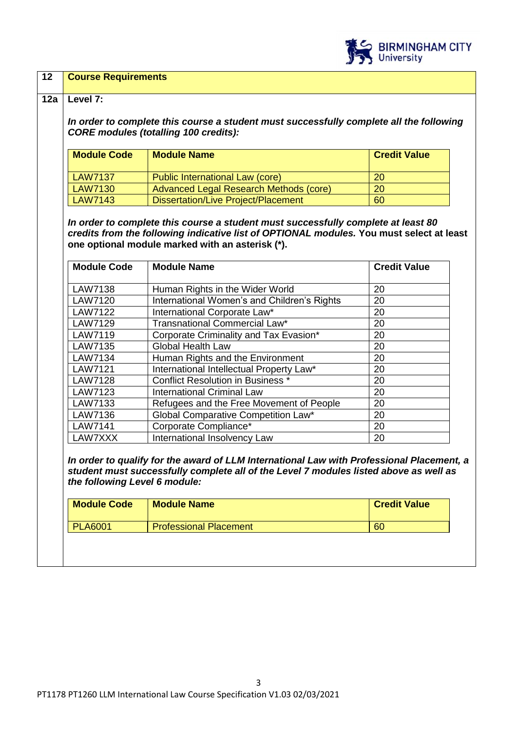| 12 | **Course Requirements** |
|---|---|

**12a Level 7:**

***In order to complete this course a student must successfully complete all the following CORE modules (totalling 100 credits):***

| **Module Code** | **Module Name** | **Credit Value** |
|---|---|---|
| LAW7137 | Public International Law (core) | 20 |
| LAW7130 | Advanced Legal Research Methods (core) | 20 |
| LAW7143 | Dissertation/Live Project/Placement | 60 |

***In order to complete this course a student must successfully complete at least 80 credits from the following indicative list of OPTIONAL modules.*** **You must select at least one optional module marked with an asterisk (*).**

| **Module Code** | **Module Name** | **Credit Value** |
|---|---|---|
| LAW7138 | Human Rights in the Wider World | 20 |
| LAW7120 | International Women's and Children's Rights | 20 |
| LAW7122 | International Corporate Law* | 20 |
| LAW7129 | Transnational Commercial Law* | 20 |
| LAW7119 | Corporate Criminality and Tax Evasion* | 20 |
| LAW7135 | Global Health Law | 20 |
| LAW7134 | Human Rights and the Environment | 20 |
| LAW7121 | International Intellectual Property Law* | 20 |
| LAW7128 | Conflict Resolution in Business * | 20 |
| LAW7123 | International Criminal Law | 20 |
| LAW7133 | Refugees and the Free Movement of People | 20 |
| LAW7136 | Global Comparative Competition Law* | 20 |
| LAW7141 | Corporate Compliance* | 20 |
| LAW7XXX | International Insolvency Law | 20 |

***In order to qualify for the award of LLM International Law with Professional Placement, a student must successfully complete all of the Level 7 modules listed above as well as the following Level 6 module:***

| **Module Code** | **Module Name** | **Credit Value** |
|---|---|---|
| PLA6001 | Professional Placement | 60 |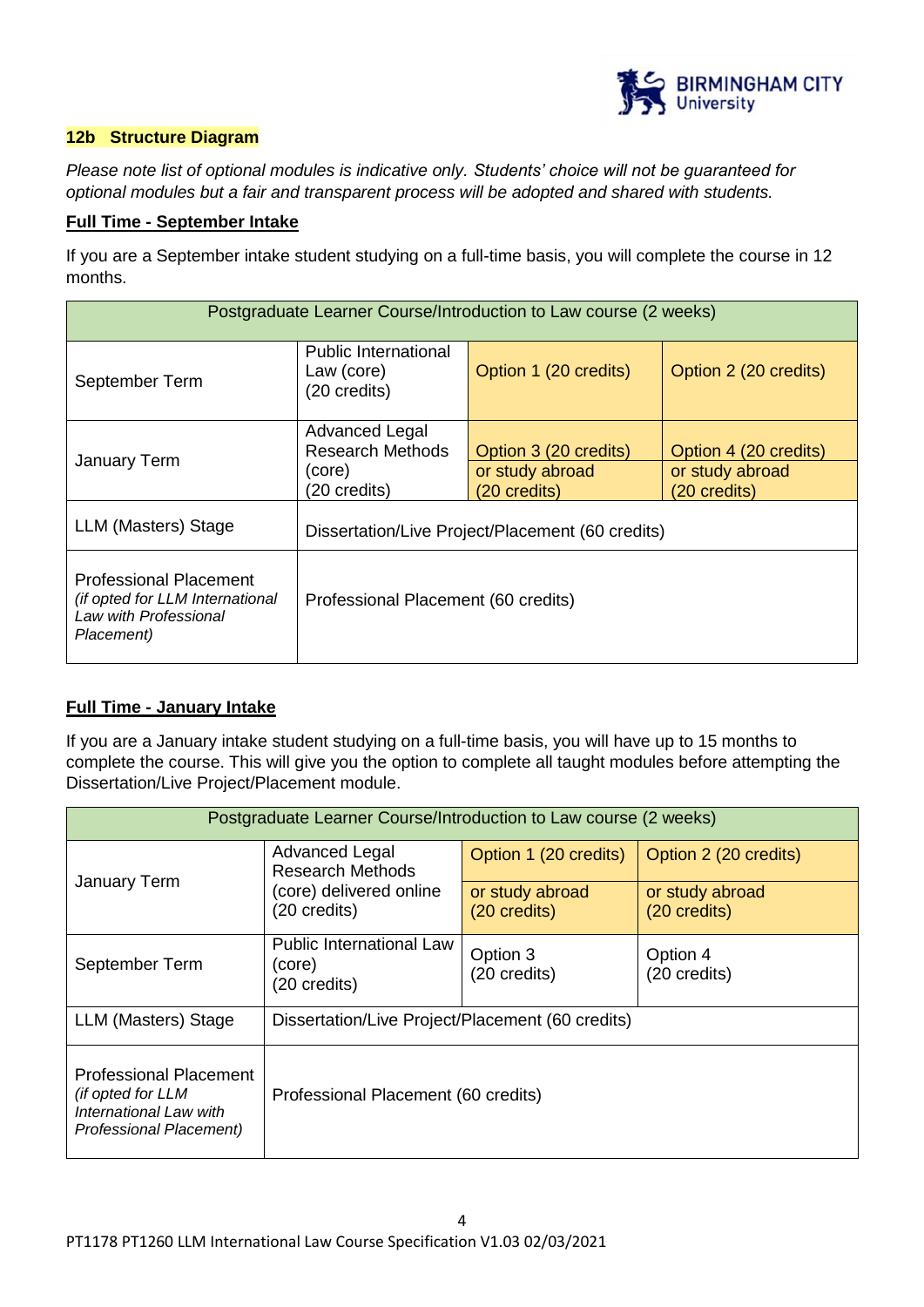### 12b Structure Diagram

*Please note list of optional modules is indicative only. Students' choice will not be guaranteed for optional modules but a fair and transparent process will be adopted and shared with students.*

**Full Time - September Intake**

If you are a September intake student studying on a full-time basis, you will complete the course in 12 months.

| Postgraduate Learner Course/Introduction to Law course (2 weeks) | | | |
|---|---|---|---|
| September Term | Public International Law (core) (20 credits) | Option 1 (20 credits) | Option 2 (20 credits) |
| January Term | Advanced Legal Research Methods (core) (20 credits) | Option 3 (20 credits) or study abroad (20 credits) | Option 4 (20 credits) or study abroad (20 credits) |
| LLM (Masters) Stage | Dissertation/Live Project/Placement (60 credits) | | |
| Professional Placement *(if opted for LLM International Law with Professional Placement)* | Professional Placement (60 credits) | | |

**Full Time - January Intake**

If you are a January intake student studying on a full-time basis, you will have up to 15 months to complete the course. This will give you the option to complete all taught modules before attempting the Dissertation/Live Project/Placement module.

| Postgraduate Learner Course/Introduction to Law course (2 weeks) | | | |
|---|---|---|---|
| January Term | Advanced Legal Research Methods (core) delivered online (20 credits) | Option 1 (20 credits) or study abroad (20 credits) | Option 2 (20 credits) or study abroad (20 credits) |
| September Term | Public International Law (core) (20 credits) | Option 3 (20 credits) | Option 4 (20 credits) |
| LLM (Masters) Stage | Dissertation/Live Project/Placement (60 credits) | | |
| Professional Placement *(if opted for LLM International Law with Professional Placement)* | Professional Placement (60 credits) | | |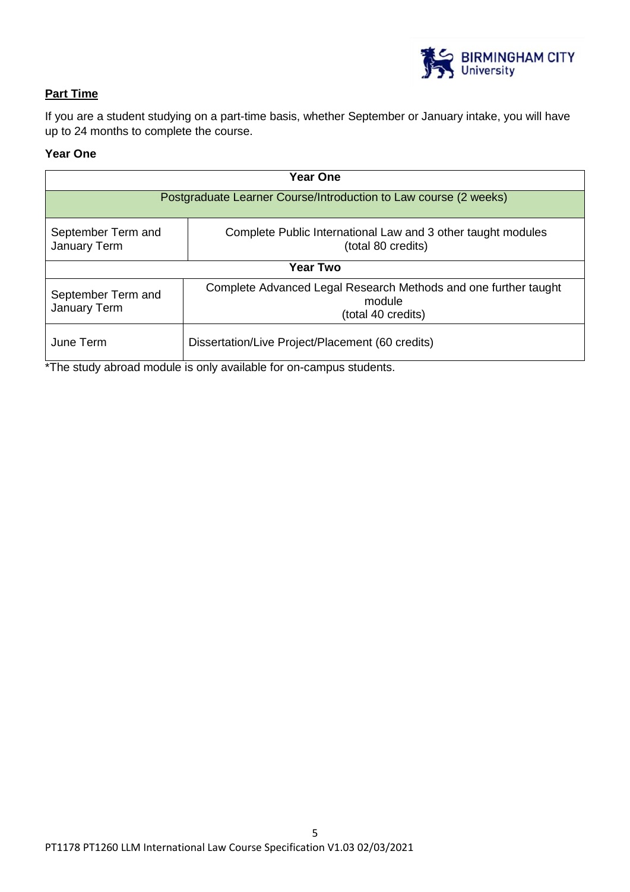**Part Time**

If you are a student studying on a part-time basis, whether September or January intake, you will have up to 24 months to complete the course.

**Year One**

| **Year One** | |
|---|---|
| Postgraduate Learner Course/Introduction to Law course (2 weeks) | |
| September Term and January Term | Complete Public International Law and 3 other taught modules (total 80 credits) |
| **Year Two** | |
| September Term and January Term | Complete Advanced Legal Research Methods and one further taught module (total 40 credits) |
| June Term | Dissertation/Live Project/Placement (60 credits) |

*The study abroad module is only available for on-campus students.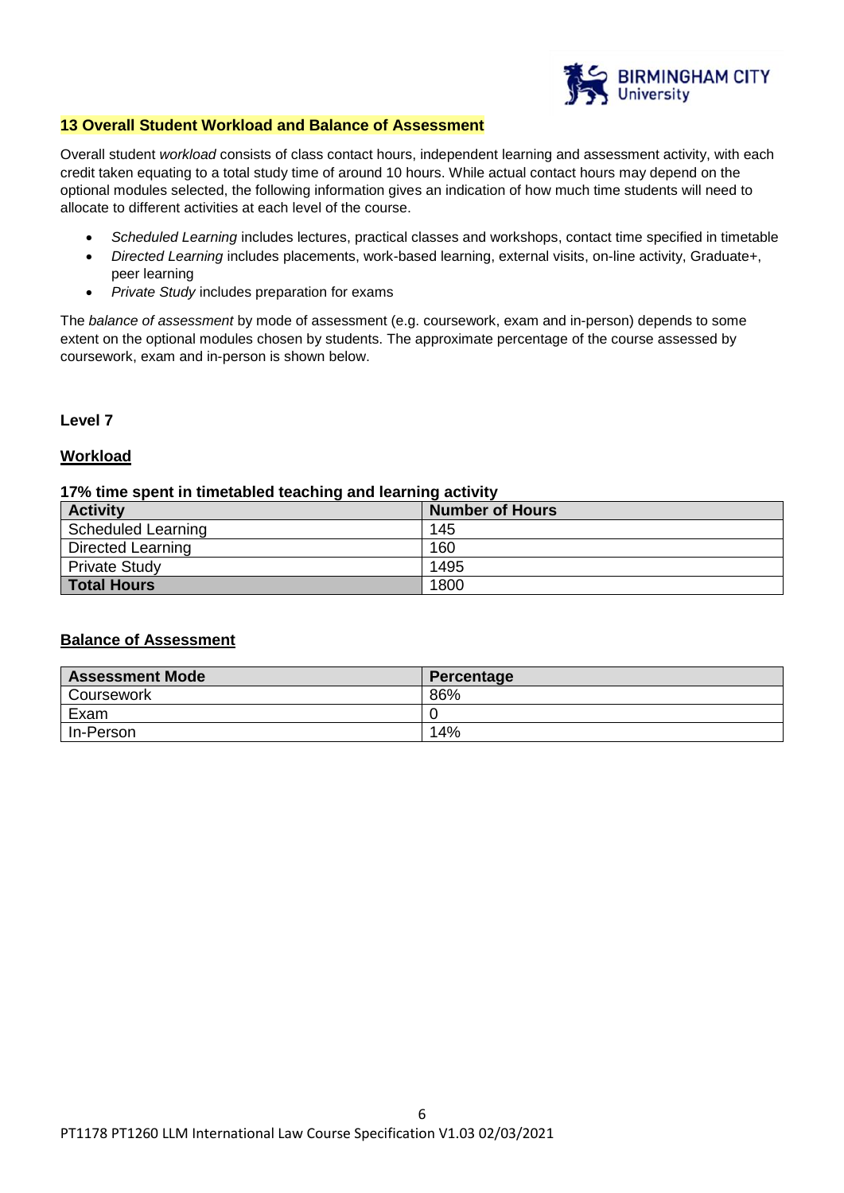## 13 Overall Student Workload and Balance of Assessment

Overall student *workload* consists of class contact hours, independent learning and assessment activity, with each credit taken equating to a total study time of around 10 hours. While actual contact hours may depend on the optional modules selected, the following information gives an indication of how much time students will need to allocate to different activities at each level of the course.

- *Scheduled Learning* includes lectures, practical classes and workshops, contact time specified in timetable
- *Directed Learning* includes placements, work-based learning, external visits, on-line activity, Graduate+, peer learning
- *Private Study* includes preparation for exams

The *balance of assessment* by mode of assessment (e.g. coursework, exam and in-person) depends to some extent on the optional modules chosen by students. The approximate percentage of the course assessed by coursework, exam and in-person is shown below.

### Level 7

#### Workload

**17% time spent in timetabled teaching and learning activity**

| Activity | Number of Hours |
|---|---|
| Scheduled Learning | 145 |
| Directed Learning | 160 |
| Private Study | 1495 |
| **Total Hours** | 1800 |

#### Balance of Assessment

| Assessment Mode | Percentage |
|---|---|
| Coursework | 86% |
| Exam | 0 |
| In-Person | 14% |